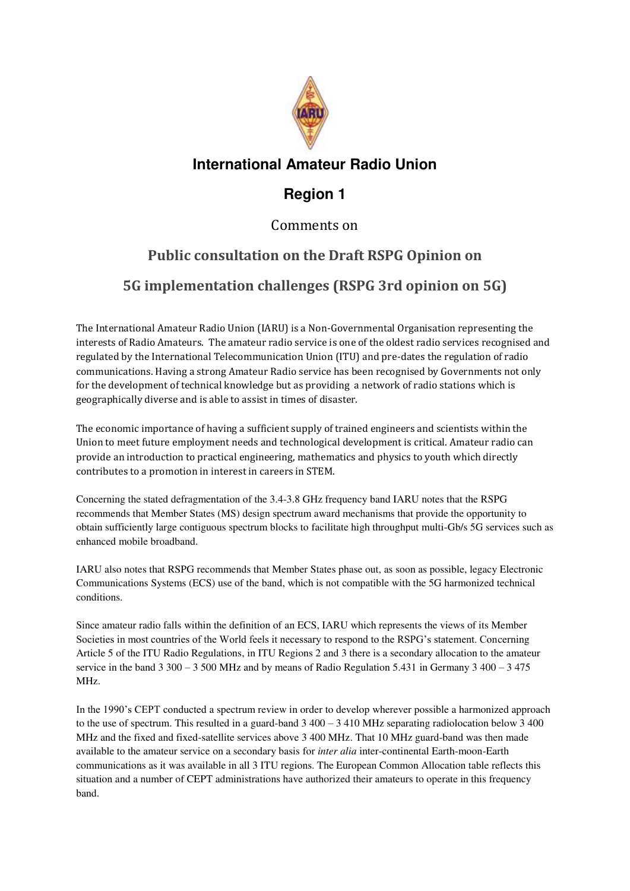# International Amateur Radio Union

## Region 1

Comments on

## Public consultation on the Draft RSPG Opinion on

## 5G implementation challenges (RSPG 3rd opinion on 5G)

The International Amateur Radio Union (IARU) is a Non-Governmental Organisation representing the interests of Radio Amateurs. The amateur radio service is one of the oldest radio services recognised and regulated by the International Telecommunication Union (ITU) and pre-dates the regulation of radio communications. Having a strong Amateur Radio service has been recognised by Governments not only for the development of technical knowledge but as providing a network of radio stations which is geographically diverse and is able to assist in times of disaster.

The economic importance of having a sufficient supply of trained engineers and scientists within the Union to meet future employment needs and technological development is critical. Amateur radio can provide an introduction to practical engineering, mathematics and physics to youth which directly contributes to a promotion in interest in careers in STEM.

Concerning the stated defragmentation of the 3.4-3.8 GHz frequency band IARU notes that the RSPG recommends that Member States (MS) design spectrum award mechanisms that provide the opportunity to obtain sufficiently large contiguous spectrum blocks to facilitate high throughput multi-Gb/s 5G services such as enhanced mobile broadband.

IARU also notes that RSPG recommends that Member States phase out, as soon as possible, legacy Electronic Communications Systems (ECS) use of the band, which is not compatible with the 5G harmonized technical conditions.

Since amateur radio falls within the definition of an ECS, IARU which represents the views of its Member Societies in most countries of the World feels it necessary to respond to the RSPG's statement. Concerning Article 5 of the ITU Radio Regulations, in ITU Regions 2 and 3 there is a secondary allocation to the amateur service in the band 3 300 – 3 500 MHz and by means of Radio Regulation 5.431 in Germany 3 400 – 3 475 MHz.

In the 1990's CEPT conducted a spectrum review in order to develop wherever possible a harmonized approach to the use of spectrum. This resulted in a guard-band 3 400 – 3 410 MHz separating radiolocation below 3 400 MHz and the fixed and fixed-satellite services above 3 400 MHz. That 10 MHz guard-band was then made available to the amateur service on a secondary basis for *inter alia* inter-continental Earth-moon-Earth communications as it was available in all 3 ITU regions. The European Common Allocation table reflects this situation and a number of CEPT administrations have authorized their amateurs to operate in this frequency band.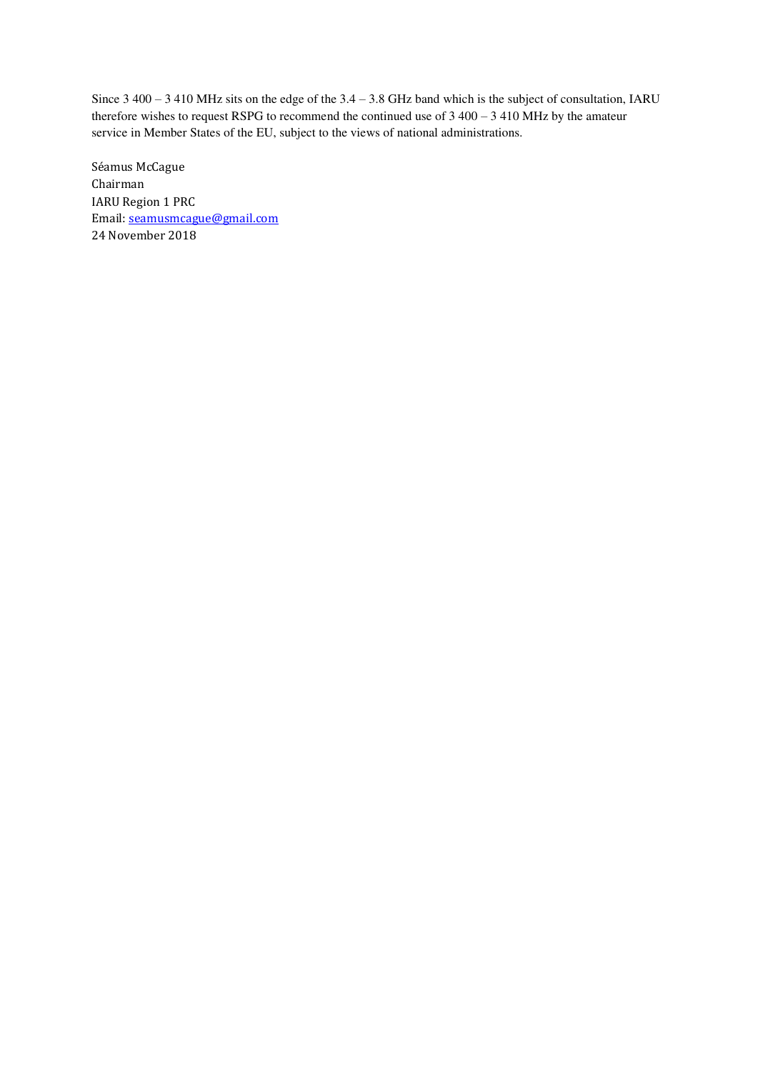Since 3 400 – 3 410 MHz sits on the edge of the 3.4 – 3.8 GHz band which is the subject of consultation, IARU therefore wishes to request RSPG to recommend the continued use of 3 400 – 3 410 MHz by the amateur service in Member States of the EU, subject to the views of national administrations.

Séamus McCague  
Chairman  
IARU Region 1 PRC  
Email: seamusmcague@gmail.com  
24 November 2018